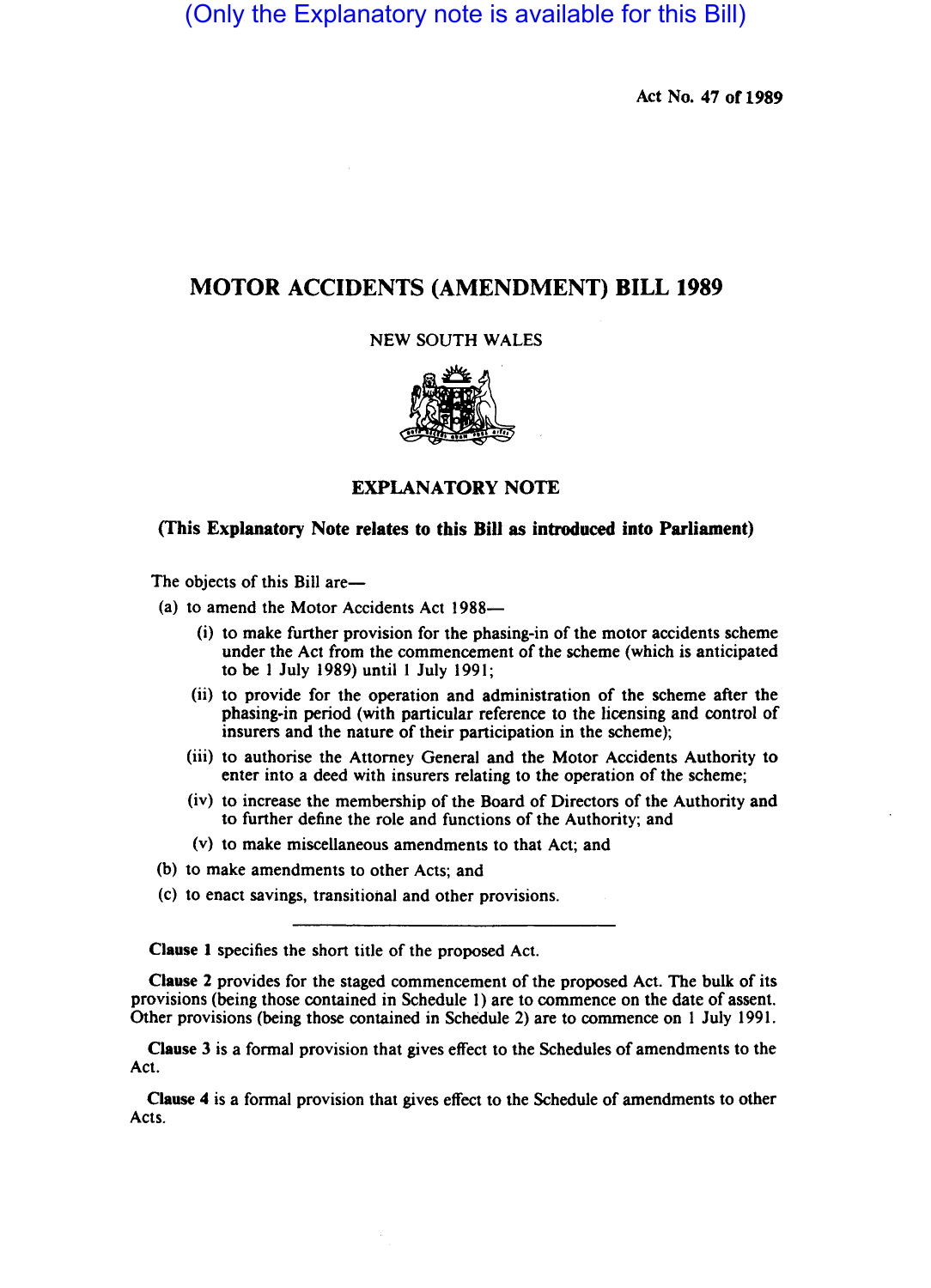(Only the Explanatory note is available for this Bill)

Act No. 47 of 1989

# MOTOR ACCIDENTS (AMENDMENT) BILL 1989

NEW SOUTH WALES

## EXPLANATORY NOTE

**(This Explanatory Note relates to this Bill as introduced into Parliament)**

The objects of this Bill are—

(a) to amend the Motor Accidents Act 1988—

  (i) to make further provision for the phasing-in of the motor accidents scheme under the Act from the commencement of the scheme (which is anticipated to be 1 July 1989) until 1 July 1991;

  (ii) to provide for the operation and administration of the scheme after the phasing-in period (with particular reference to the licensing and control of insurers and the nature of their participation in the scheme);

  (iii) to authorise the Attorney General and the Motor Accidents Authority to enter into a deed with insurers relating to the operation of the scheme;

  (iv) to increase the membership of the Board of Directors of the Authority and to further define the role and functions of the Authority; and

  (v) to make miscellaneous amendments to that Act; and

(b) to make amendments to other Acts; and

(c) to enact savings, transitional and other provisions.

---

**Clause 1** specifies the short title of the proposed Act.

**Clause 2** provides for the staged commencement of the proposed Act. The bulk of its provisions (being those contained in Schedule 1) are to commence on the date of assent. Other provisions (being those contained in Schedule 2) are to commence on 1 July 1991.

**Clause 3** is a formal provision that gives effect to the Schedules of amendments to the Act.

**Clause 4** is a formal provision that gives effect to the Schedule of amendments to other Acts.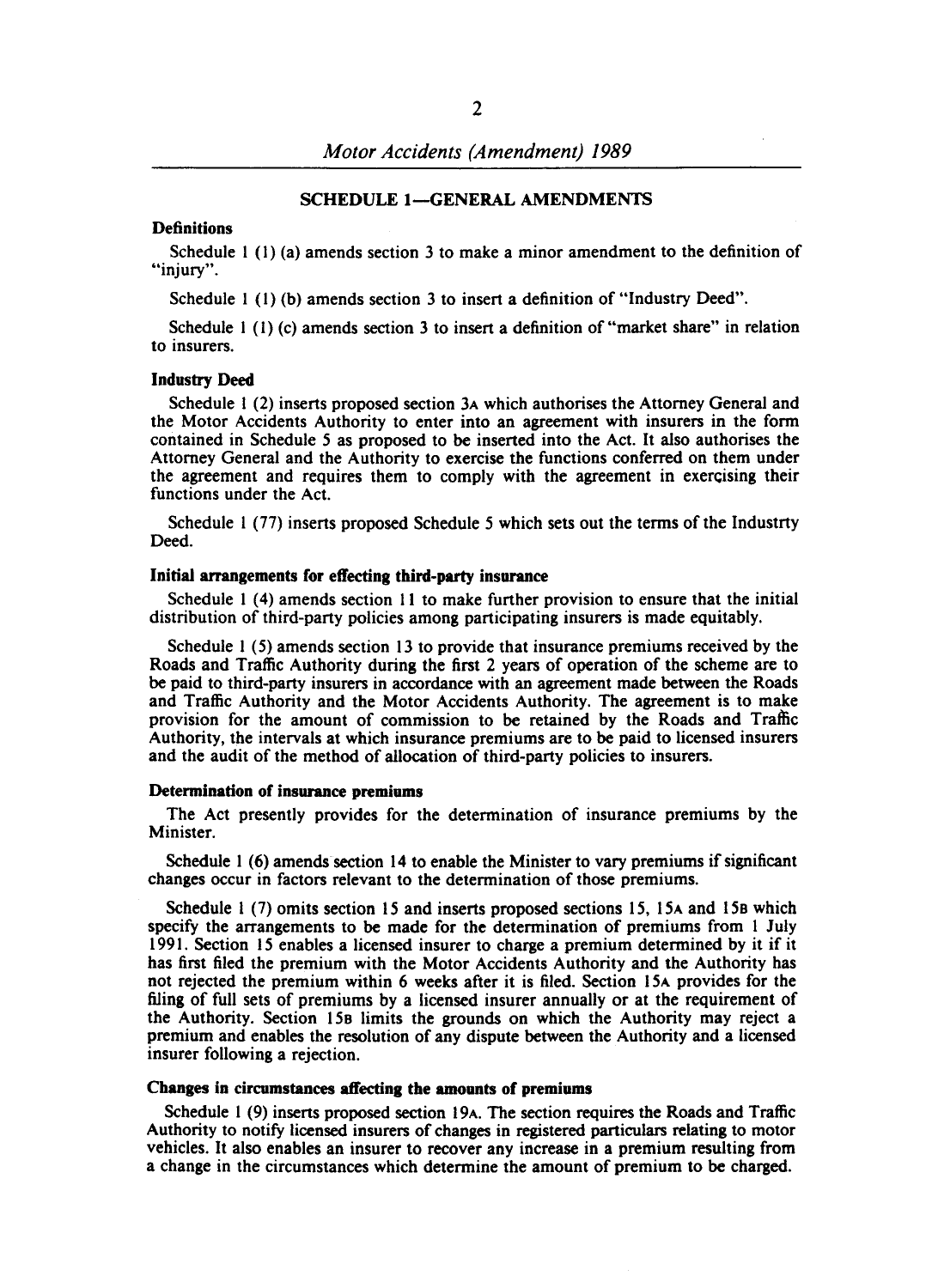## SCHEDULE 1—GENERAL AMENDMENTS

### Definitions

Schedule 1 (1) (a) amends section 3 to make a minor amendment to the definition of "injury".

Schedule 1 (1) (b) amends section 3 to insert a definition of "Industry Deed".

Schedule 1 (1) (c) amends section 3 to insert a definition of "market share" in relation to insurers.

### Industry Deed

Schedule 1 (2) inserts proposed section 3A which authorises the Attorney General and the Motor Accidents Authority to enter into an agreement with insurers in the form contained in Schedule 5 as proposed to be inserted into the Act. It also authorises the Attorney General and the Authority to exercise the functions conferred on them under the agreement and requires them to comply with the agreement in exercising their functions under the Act.

Schedule 1 (77) inserts proposed Schedule 5 which sets out the terms of the Industrty Deed.

### Initial arrangements for effecting third-party insurance

Schedule 1 (4) amends section 11 to make further provision to ensure that the initial distribution of third-party policies among participating insurers is made equitably.

Schedule 1 (5) amends section 13 to provide that insurance premiums received by the Roads and Traffic Authority during the first 2 years of operation of the scheme are to be paid to third-party insurers in accordance with an agreement made between the Roads and Traffic Authority and the Motor Accidents Authority. The agreement is to make provision for the amount of commission to be retained by the Roads and Traffic Authority, the intervals at which insurance premiums are to be paid to licensed insurers and the audit of the method of allocation of third-party policies to insurers.

### Determination of insurance premiums

The Act presently provides for the determination of insurance premiums by the Minister.

Schedule 1 (6) amends section 14 to enable the Minister to vary premiums if significant changes occur in factors relevant to the determination of those premiums.

Schedule 1 (7) omits section 15 and inserts proposed sections 15, 15A and 15B which specify the arrangements to be made for the determination of premiums from 1 July 1991. Section 15 enables a licensed insurer to charge a premium determined by it if it has first filed the premium with the Motor Accidents Authority and the Authority has not rejected the premium within 6 weeks after it is filed. Section 15A provides for the filing of full sets of premiums by a licensed insurer annually or at the requirement of the Authority. Section 15B limits the grounds on which the Authority may reject a premium and enables the resolution of any dispute between the Authority and a licensed insurer following a rejection.

### Changes in circumstances affecting the amounts of premiums

Schedule 1 (9) inserts proposed section 19A. The section requires the Roads and Traffic Authority to notify licensed insurers of changes in registered particulars relating to motor vehicles. It also enables an insurer to recover any increase in a premium resulting from a change in the circumstances which determine the amount of premium to be charged.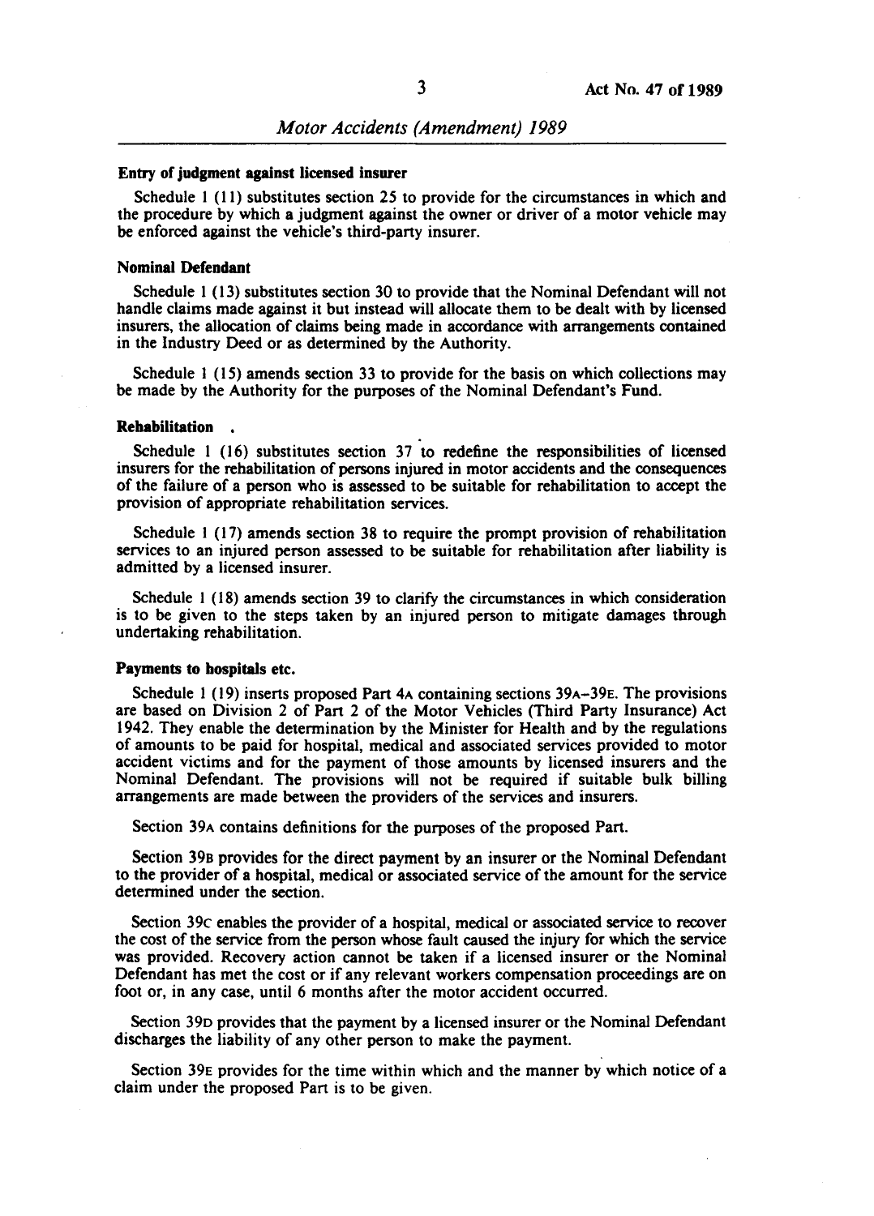#### Entry of judgment against licensed insurer

Schedule 1 (11) substitutes section 25 to provide for the circumstances in which and the procedure by which a judgment against the owner or driver of a motor vehicle may be enforced against the vehicle's third-party insurer.

#### Nominal Defendant

Schedule 1 (13) substitutes section 30 to provide that the Nominal Defendant will not handle claims made against it but instead will allocate them to be dealt with by licensed insurers, the allocation of claims being made in accordance with arrangements contained in the Industry Deed or as determined by the Authority.

Schedule 1 (15) amends section 33 to provide for the basis on which collections may be made by the Authority for the purposes of the Nominal Defendant's Fund.

#### Rehabilitation

Schedule 1 (16) substitutes section 37 to redefine the responsibilities of licensed insurers for the rehabilitation of persons injured in motor accidents and the consequences of the failure of a person who is assessed to be suitable for rehabilitation to accept the provision of appropriate rehabilitation services.

Schedule 1 (17) amends section 38 to require the prompt provision of rehabilitation services to an injured person assessed to be suitable for rehabilitation after liability is admitted by a licensed insurer.

Schedule 1 (18) amends section 39 to clarify the circumstances in which consideration is to be given to the steps taken by an injured person to mitigate damages through undertaking rehabilitation.

#### Payments to hospitals etc.

Schedule 1 (19) inserts proposed Part 4A containing sections 39A–39E. The provisions are based on Division 2 of Part 2 of the Motor Vehicles (Third Party Insurance) Act 1942. They enable the determination by the Minister for Health and by the regulations of amounts to be paid for hospital, medical and associated services provided to motor accident victims and for the payment of those amounts by licensed insurers and the Nominal Defendant. The provisions will not be required if suitable bulk billing arrangements are made between the providers of the services and insurers.

Section 39A contains definitions for the purposes of the proposed Part.

Section 39B provides for the direct payment by an insurer or the Nominal Defendant to the provider of a hospital, medical or associated service of the amount for the service determined under the section.

Section 39C enables the provider of a hospital, medical or associated service to recover the cost of the service from the person whose fault caused the injury for which the service was provided. Recovery action cannot be taken if a licensed insurer or the Nominal Defendant has met the cost or if any relevant workers compensation proceedings are on foot or, in any case, until 6 months after the motor accident occurred.

Section 39D provides that the payment by a licensed insurer or the Nominal Defendant discharges the liability of any other person to make the payment.

Section 39E provides for the time within which and the manner by which notice of a claim under the proposed Part is to be given.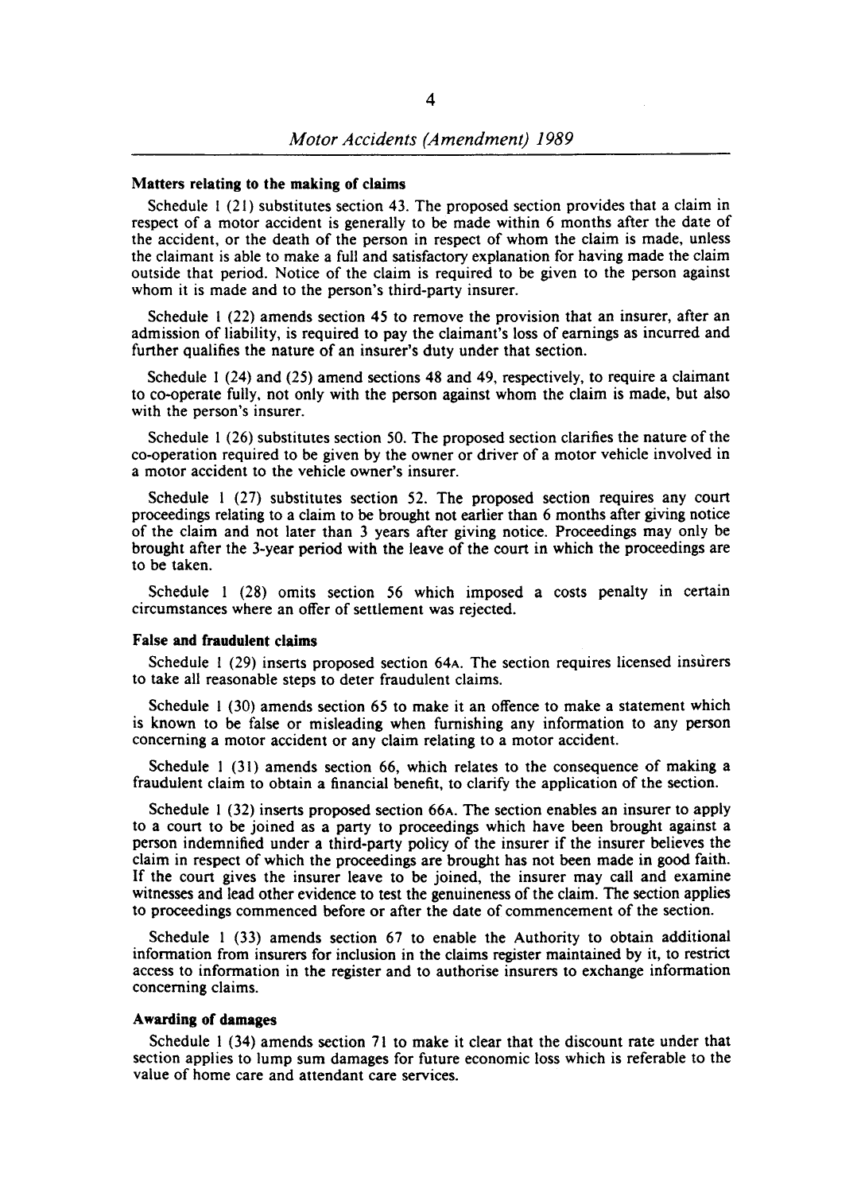### Matters relating to the making of claims

Schedule 1 (21) substitutes section 43. The proposed section provides that a claim in respect of a motor accident is generally to be made within 6 months after the date of the accident, or the death of the person in respect of whom the claim is made, unless the claimant is able to make a full and satisfactory explanation for having made the claim outside that period. Notice of the claim is required to be given to the person against whom it is made and to the person's third-party insurer.

Schedule 1 (22) amends section 45 to remove the provision that an insurer, after an admission of liability, is required to pay the claimant's loss of earnings as incurred and further qualifies the nature of an insurer's duty under that section.

Schedule 1 (24) and (25) amend sections 48 and 49, respectively, to require a claimant to co-operate fully, not only with the person against whom the claim is made, but also with the person's insurer.

Schedule 1 (26) substitutes section 50. The proposed section clarifies the nature of the co-operation required to be given by the owner or driver of a motor vehicle involved in a motor accident to the vehicle owner's insurer.

Schedule 1 (27) substitutes section 52. The proposed section requires any court proceedings relating to a claim to be brought not earlier than 6 months after giving notice of the claim and not later than 3 years after giving notice. Proceedings may only be brought after the 3-year period with the leave of the court in which the proceedings are to be taken.

Schedule 1 (28) omits section 56 which imposed a costs penalty in certain circumstances where an offer of settlement was rejected.

### False and fraudulent claims

Schedule 1 (29) inserts proposed section 64A. The section requires licensed insurers to take all reasonable steps to deter fraudulent claims.

Schedule 1 (30) amends section 65 to make it an offence to make a statement which is known to be false or misleading when furnishing any information to any person concerning a motor accident or any claim relating to a motor accident.

Schedule 1 (31) amends section 66, which relates to the consequence of making a fraudulent claim to obtain a financial benefit, to clarify the application of the section.

Schedule 1 (32) inserts proposed section 66A. The section enables an insurer to apply to a court to be joined as a party to proceedings which have been brought against a person indemnified under a third-party policy of the insurer if the insurer believes the claim in respect of which the proceedings are brought has not been made in good faith. If the court gives the insurer leave to be joined, the insurer may call and examine witnesses and lead other evidence to test the genuineness of the claim. The section applies to proceedings commenced before or after the date of commencement of the section.

Schedule 1 (33) amends section 67 to enable the Authority to obtain additional information from insurers for inclusion in the claims register maintained by it, to restrict access to information in the register and to authorise insurers to exchange information concerning claims.

### Awarding of damages

Schedule 1 (34) amends section 71 to make it clear that the discount rate under that section applies to lump sum damages for future economic loss which is referable to the value of home care and attendant care services.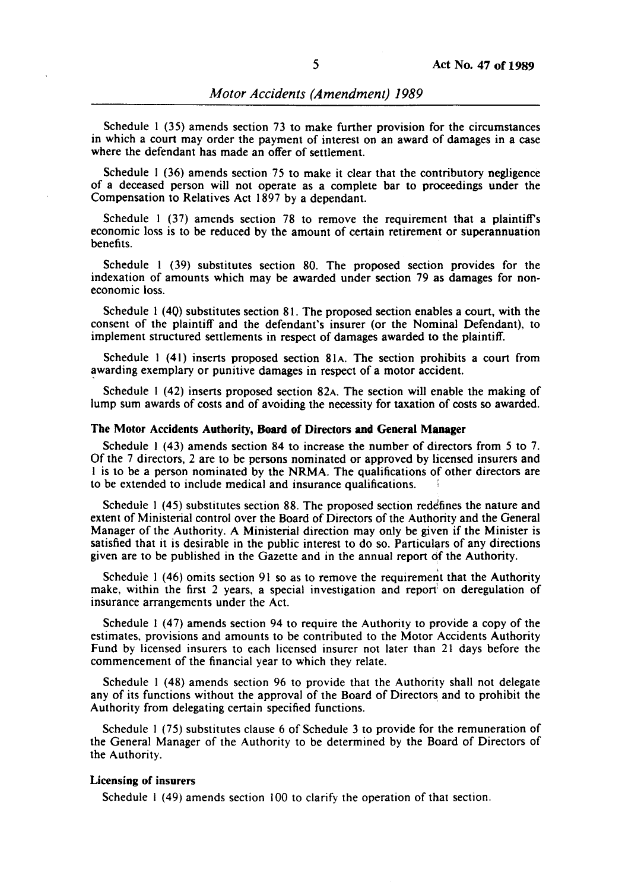Schedule 1 (35) amends section 73 to make further provision for the circumstances in which a court may order the payment of interest on an award of damages in a case where the defendant has made an offer of settlement.

Schedule 1 (36) amends section 75 to make it clear that the contributory negligence of a deceased person will not operate as a complete bar to proceedings under the Compensation to Relatives Act 1897 by a dependant.

Schedule 1 (37) amends section 78 to remove the requirement that a plaintiff's economic loss is to be reduced by the amount of certain retirement or superannuation benefits.

Schedule 1 (39) substitutes section 80. The proposed section provides for the indexation of amounts which may be awarded under section 79 as damages for non-economic loss.

Schedule 1 (40) substitutes section 81. The proposed section enables a court, with the consent of the plaintiff and the defendant's insurer (or the Nominal Defendant), to implement structured settlements in respect of damages awarded to the plaintiff.

Schedule 1 (41) inserts proposed section 81A. The section prohibits a court from awarding exemplary or punitive damages in respect of a motor accident.

Schedule 1 (42) inserts proposed section 82A. The section will enable the making of lump sum awards of costs and of avoiding the necessity for taxation of costs so awarded.

**The Motor Accidents Authority, Board of Directors and General Manager**

Schedule 1 (43) amends section 84 to increase the number of directors from 5 to 7. Of the 7 directors, 2 are to be persons nominated or approved by licensed insurers and 1 is to be a person nominated by the NRMA. The qualifications of other directors are to be extended to include medical and insurance qualifications.

Schedule 1 (45) substitutes section 88. The proposed section redefines the nature and extent of Ministerial control over the Board of Directors of the Authority and the General Manager of the Authority. A Ministerial direction may only be given if the Minister is satisfied that it is desirable in the public interest to do so. Particulars of any directions given are to be published in the Gazette and in the annual report of the Authority.

Schedule 1 (46) omits section 91 so as to remove the requirement that the Authority make, within the first 2 years, a special investigation and report on deregulation of insurance arrangements under the Act.

Schedule 1 (47) amends section 94 to require the Authority to provide a copy of the estimates, provisions and amounts to be contributed to the Motor Accidents Authority Fund by licensed insurers to each licensed insurer not later than 21 days before the commencement of the financial year to which they relate.

Schedule 1 (48) amends section 96 to provide that the Authority shall not delegate any of its functions without the approval of the Board of Directors and to prohibit the Authority from delegating certain specified functions.

Schedule 1 (75) substitutes clause 6 of Schedule 3 to provide for the remuneration of the General Manager of the Authority to be determined by the Board of Directors of the Authority.

**Licensing of insurers**

Schedule 1 (49) amends section 100 to clarify the operation of that section.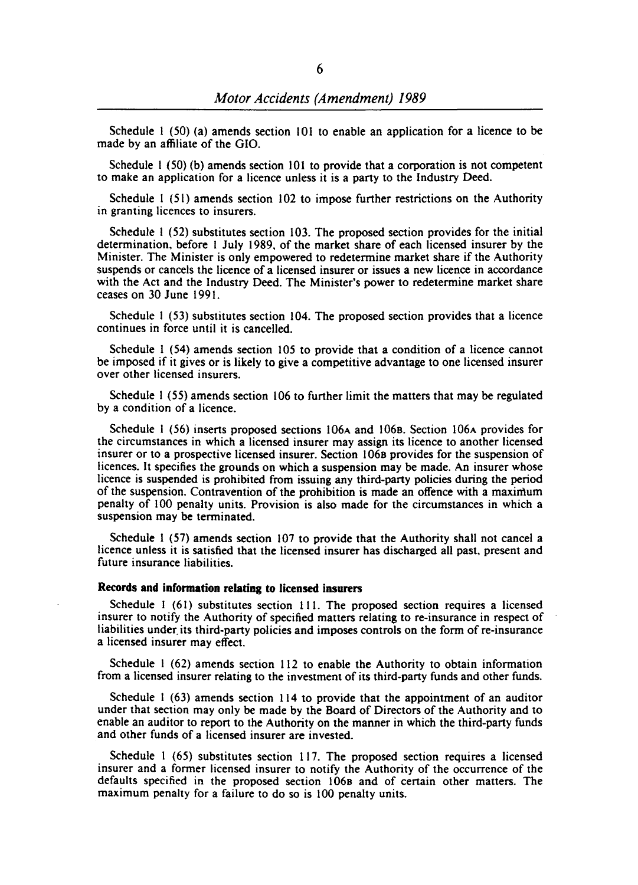Schedule 1 (50) (a) amends section 101 to enable an application for a licence to be made by an affiliate of the GIO.

Schedule 1 (50) (b) amends section 101 to provide that a corporation is not competent to make an application for a licence unless it is a party to the Industry Deed.

Schedule 1 (51) amends section 102 to impose further restrictions on the Authority in granting licences to insurers.

Schedule 1 (52) substitutes section 103. The proposed section provides for the initial determination, before 1 July 1989, of the market share of each licensed insurer by the Minister. The Minister is only empowered to redetermine market share if the Authority suspends or cancels the licence of a licensed insurer or issues a new licence in accordance with the Act and the Industry Deed. The Minister's power to redetermine market share ceases on 30 June 1991.

Schedule 1 (53) substitutes section 104. The proposed section provides that a licence continues in force until it is cancelled.

Schedule 1 (54) amends section 105 to provide that a condition of a licence cannot be imposed if it gives or is likely to give a competitive advantage to one licensed insurer over other licensed insurers.

Schedule 1 (55) amends section 106 to further limit the matters that may be regulated by a condition of a licence.

Schedule 1 (56) inserts proposed sections 106A and 106B. Section 106A provides for the circumstances in which a licensed insurer may assign its licence to another licensed insurer or to a prospective licensed insurer. Section 106B provides for the suspension of licences. It specifies the grounds on which a suspension may be made. An insurer whose licence is suspended is prohibited from issuing any third-party policies during the period of the suspension. Contravention of the prohibition is made an offence with a maximum penalty of 100 penalty units. Provision is also made for the circumstances in which a suspension may be terminated.

Schedule 1 (57) amends section 107 to provide that the Authority shall not cancel a licence unless it is satisfied that the licensed insurer has discharged all past, present and future insurance liabilities.

**Records and information relating to licensed insurers**

Schedule 1 (61) substitutes section 111. The proposed section requires a licensed insurer to notify the Authority of specified matters relating to re-insurance in respect of liabilities under its third-party policies and imposes controls on the form of re-insurance a licensed insurer may effect.

Schedule 1 (62) amends section 112 to enable the Authority to obtain information from a licensed insurer relating to the investment of its third-party funds and other funds.

Schedule 1 (63) amends section 114 to provide that the appointment of an auditor under that section may only be made by the Board of Directors of the Authority and to enable an auditor to report to the Authority on the manner in which the third-party funds and other funds of a licensed insurer are invested.

Schedule 1 (65) substitutes section 117. The proposed section requires a licensed insurer and a former licensed insurer to notify the Authority of the occurrence of the defaults specified in the proposed section 106B and of certain other matters. The maximum penalty for a failure to do so is 100 penalty units.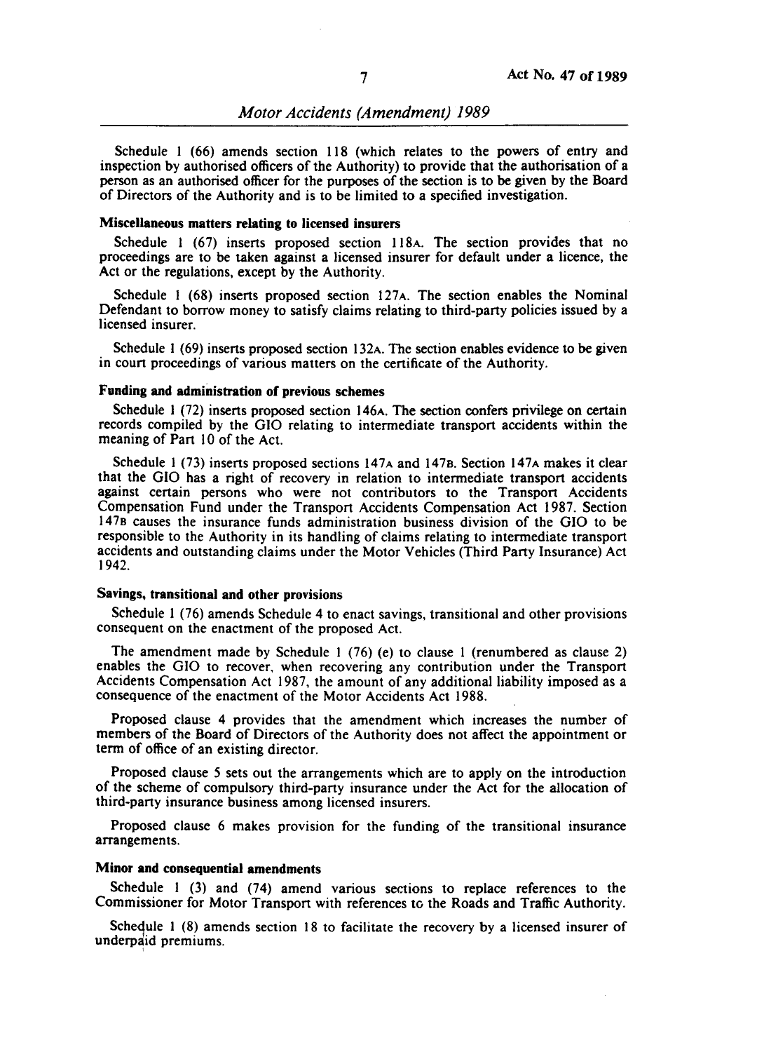Schedule 1 (66) amends section 118 (which relates to the powers of entry and inspection by authorised officers of the Authority) to provide that the authorisation of a person as an authorised officer for the purposes of the section is to be given by the Board of Directors of the Authority and is to be limited to a specified investigation.

**Miscellaneous matters relating to licensed insurers**

Schedule 1 (67) inserts proposed section 118A. The section provides that no proceedings are to be taken against a licensed insurer for default under a licence, the Act or the regulations, except by the Authority.

Schedule 1 (68) inserts proposed section 127A. The section enables the Nominal Defendant to borrow money to satisfy claims relating to third-party policies issued by a licensed insurer.

Schedule 1 (69) inserts proposed section 132A. The section enables evidence to be given in court proceedings of various matters on the certificate of the Authority.

**Funding and administration of previous schemes**

Schedule 1 (72) inserts proposed section 146A. The section confers privilege on certain records compiled by the GIO relating to intermediate transport accidents within the meaning of Part 10 of the Act.

Schedule 1 (73) inserts proposed sections 147A and 147B. Section 147A makes it clear that the GIO has a right of recovery in relation to intermediate transport accidents against certain persons who were not contributors to the Transport Accidents Compensation Fund under the Transport Accidents Compensation Act 1987. Section 147B causes the insurance funds administration business division of the GIO to be responsible to the Authority in its handling of claims relating to intermediate transport accidents and outstanding claims under the Motor Vehicles (Third Party Insurance) Act 1942.

**Savings, transitional and other provisions**

Schedule 1 (76) amends Schedule 4 to enact savings, transitional and other provisions consequent on the enactment of the proposed Act.

The amendment made by Schedule 1 (76) (e) to clause 1 (renumbered as clause 2) enables the GIO to recover, when recovering any contribution under the Transport Accidents Compensation Act 1987, the amount of any additional liability imposed as a consequence of the enactment of the Motor Accidents Act 1988.

Proposed clause 4 provides that the amendment which increases the number of members of the Board of Directors of the Authority does not affect the appointment or term of office of an existing director.

Proposed clause 5 sets out the arrangements which are to apply on the introduction of the scheme of compulsory third-party insurance under the Act for the allocation of third-party insurance business among licensed insurers.

Proposed clause 6 makes provision for the funding of the transitional insurance arrangements.

**Minor and consequential amendments**

Schedule 1 (3) and (74) amend various sections to replace references to the Commissioner for Motor Transport with references to the Roads and Traffic Authority.

Schedule 1 (8) amends section 18 to facilitate the recovery by a licensed insurer of underpaid premiums.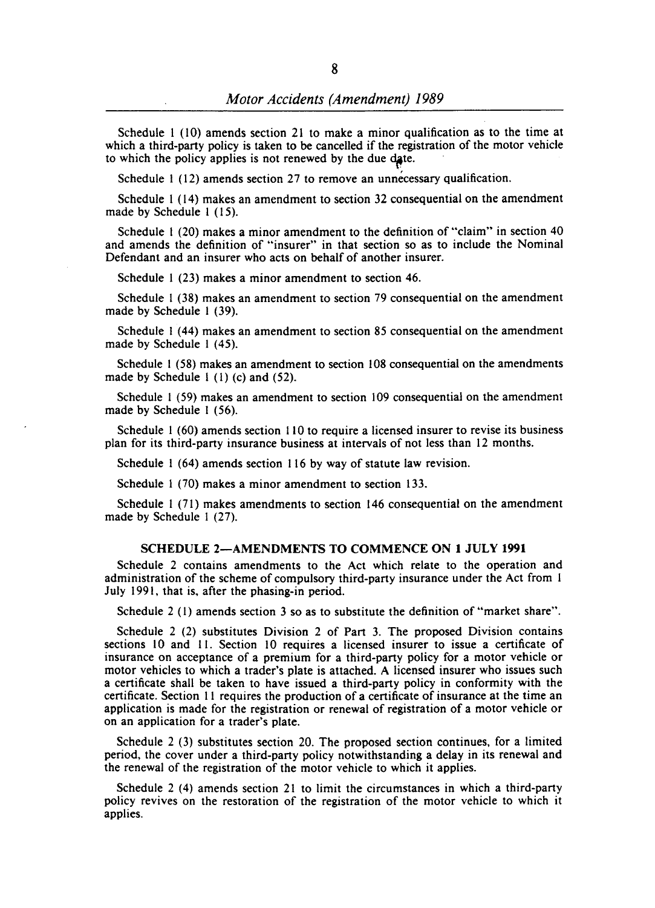Schedule 1 (10) amends section 21 to make a minor qualification as to the time at which a third-party policy is taken to be cancelled if the registration of the motor vehicle to which the policy applies is not renewed by the due date.

Schedule 1 (12) amends section 27 to remove an unnecessary qualification.

Schedule 1 (14) makes an amendment to section 32 consequential on the amendment made by Schedule 1 (15).

Schedule 1 (20) makes a minor amendment to the definition of "claim" in section 40 and amends the definition of "insurer" in that section so as to include the Nominal Defendant and an insurer who acts on behalf of another insurer.

Schedule 1 (23) makes a minor amendment to section 46.

Schedule 1 (38) makes an amendment to section 79 consequential on the amendment made by Schedule 1 (39).

Schedule 1 (44) makes an amendment to section 85 consequential on the amendment made by Schedule 1 (45).

Schedule 1 (58) makes an amendment to section 108 consequential on the amendments made by Schedule 1 (1) (c) and (52).

Schedule 1 (59) makes an amendment to section 109 consequential on the amendment made by Schedule 1 (56).

Schedule 1 (60) amends section 110 to require a licensed insurer to revise its business plan for its third-party insurance business at intervals of not less than 12 months.

Schedule 1 (64) amends section 116 by way of statute law revision.

Schedule 1 (70) makes a minor amendment to section 133.

Schedule 1 (71) makes amendments to section 146 consequential on the amendment made by Schedule 1 (27).

## SCHEDULE 2—AMENDMENTS TO COMMENCE ON 1 JULY 1991

Schedule 2 contains amendments to the Act which relate to the operation and administration of the scheme of compulsory third-party insurance under the Act from 1 July 1991, that is, after the phasing-in period.

Schedule 2 (1) amends section 3 so as to substitute the definition of "market share".

Schedule 2 (2) substitutes Division 2 of Part 3. The proposed Division contains sections 10 and 11. Section 10 requires a licensed insurer to issue a certificate of insurance on acceptance of a premium for a third-party policy for a motor vehicle or motor vehicles to which a trader's plate is attached. A licensed insurer who issues such a certificate shall be taken to have issued a third-party policy in conformity with the certificate. Section 11 requires the production of a certificate of insurance at the time an application is made for the registration or renewal of registration of a motor vehicle or on an application for a trader's plate.

Schedule 2 (3) substitutes section 20. The proposed section continues, for a limited period, the cover under a third-party policy notwithstanding a delay in its renewal and the renewal of the registration of the motor vehicle to which it applies.

Schedule 2 (4) amends section 21 to limit the circumstances in which a third-party policy revives on the restoration of the registration of the motor vehicle to which it applies.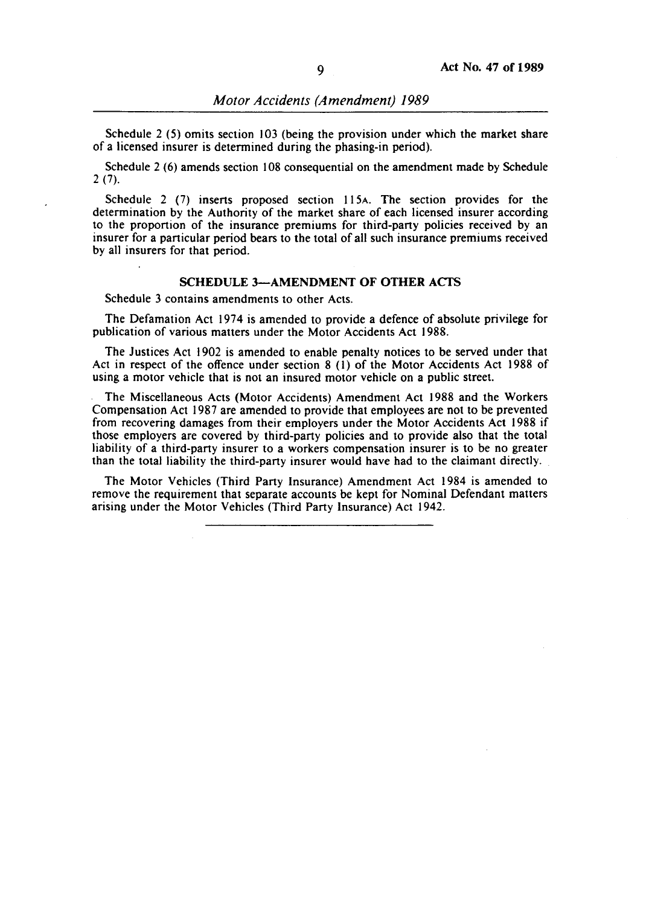Schedule 2 (5) omits section 103 (being the provision under which the market share of a licensed insurer is determined during the phasing-in period).

Schedule 2 (6) amends section 108 consequential on the amendment made by Schedule 2 (7).

Schedule 2 (7) inserts proposed section 115A. The section provides for the determination by the Authority of the market share of each licensed insurer according to the proportion of the insurance premiums for third-party policies received by an insurer for a particular period bears to the total of all such insurance premiums received by all insurers for that period.

## SCHEDULE 3—AMENDMENT OF OTHER ACTS

Schedule 3 contains amendments to other Acts.

The Defamation Act 1974 is amended to provide a defence of absolute privilege for publication of various matters under the Motor Accidents Act 1988.

The Justices Act 1902 is amended to enable penalty notices to be served under that Act in respect of the offence under section 8 (1) of the Motor Accidents Act 1988 of using a motor vehicle that is not an insured motor vehicle on a public street.

The Miscellaneous Acts (Motor Accidents) Amendment Act 1988 and the Workers Compensation Act 1987 are amended to provide that employees are not to be prevented from recovering damages from their employers under the Motor Accidents Act 1988 if those employers are covered by third-party policies and to provide also that the total liability of a third-party insurer to a workers compensation insurer is to be no greater than the total liability the third-party insurer would have had to the claimant directly.

The Motor Vehicles (Third Party Insurance) Amendment Act 1984 is amended to remove the requirement that separate accounts be kept for Nominal Defendant matters arising under the Motor Vehicles (Third Party Insurance) Act 1942.